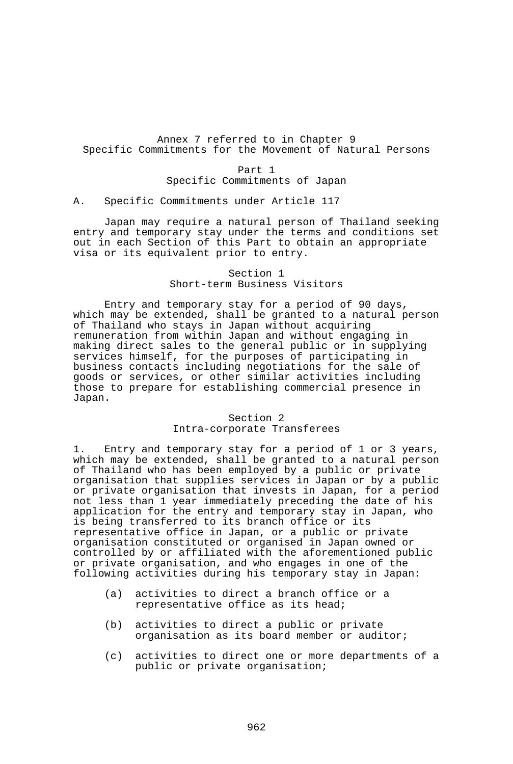# Annex 7 referred to in Chapter 9
# Specific Commitments for the Movement of Natural Persons

## Part 1
## Specific Commitments of Japan

### A. Specific Commitments under Article 117

Japan may require a natural person of Thailand seeking entry and temporary stay under the terms and conditions set out in each Section of this Part to obtain an appropriate visa or its equivalent prior to entry.

#### Section 1
#### Short-term Business Visitors

Entry and temporary stay for a period of 90 days, which may be extended, shall be granted to a natural person of Thailand who stays in Japan without acquiring remuneration from within Japan and without engaging in making direct sales to the general public or in supplying services himself, for the purposes of participating in business contacts including negotiations for the sale of goods or services, or other similar activities including those to prepare for establishing commercial presence in Japan.

#### Section 2
#### Intra-corporate Transferees

1. Entry and temporary stay for a period of 1 or 3 years, which may be extended, shall be granted to a natural person of Thailand who has been employed by a public or private organisation that supplies services in Japan or by a public or private organisation that invests in Japan, for a period not less than 1 year immediately preceding the date of his application for the entry and temporary stay in Japan, who is being transferred to its branch office or its representative office in Japan, or a public or private organisation constituted or organised in Japan owned or controlled by or affiliated with the aforementioned public or private organisation, and who engages in one of the following activities during his temporary stay in Japan:

(a) activities to direct a branch office or a representative office as its head;

(b) activities to direct a public or private organisation as its board member or auditor;

(c) activities to direct one or more departments of a public or private organisation;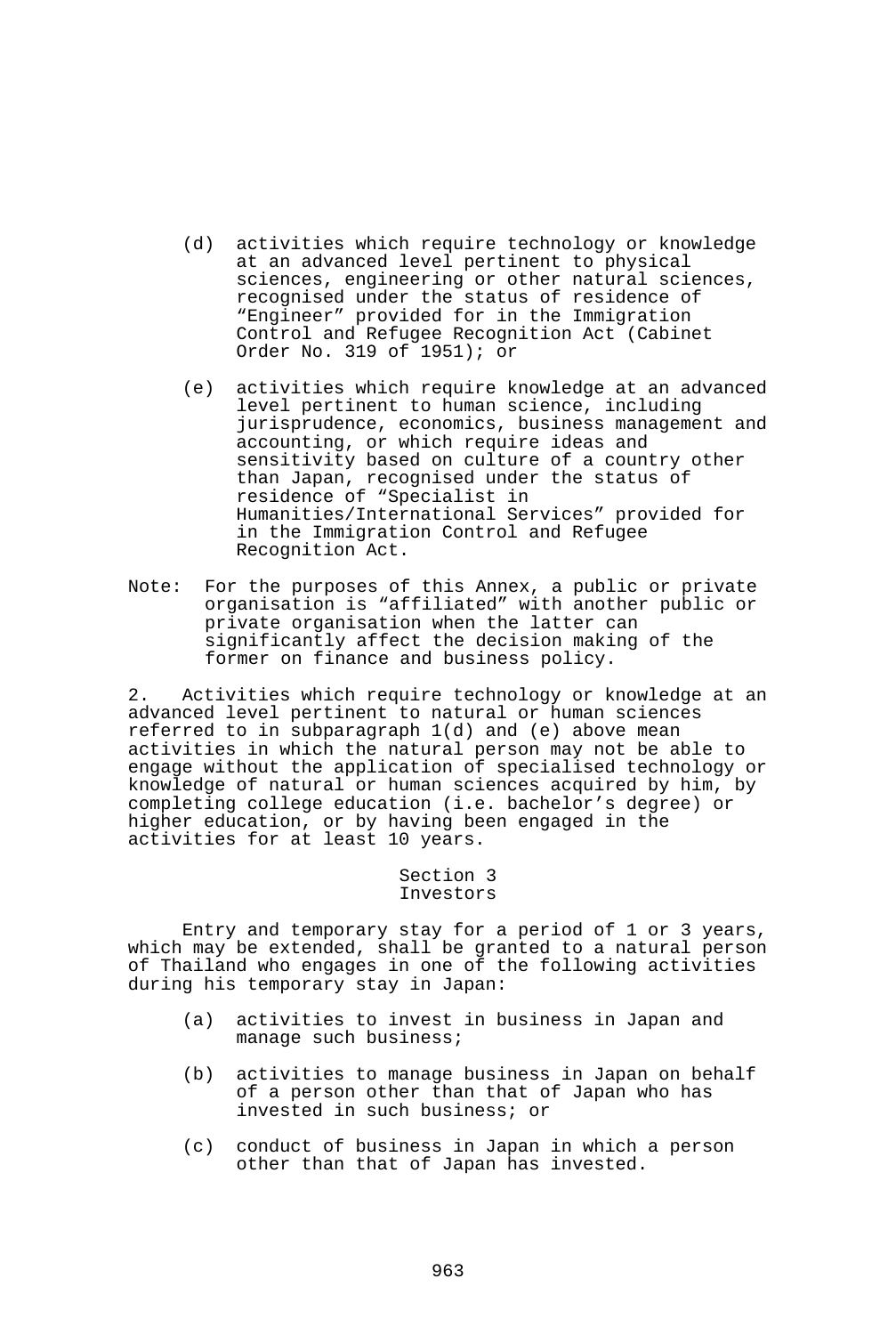(d) activities which require technology or knowledge at an advanced level pertinent to physical sciences, engineering or other natural sciences, recognised under the status of residence of "Engineer" provided for in the Immigration Control and Refugee Recognition Act (Cabinet Order No. 319 of 1951); or

(e) activities which require knowledge at an advanced level pertinent to human science, including jurisprudence, economics, business management and accounting, or which require ideas and sensitivity based on culture of a country other than Japan, recognised under the status of residence of "Specialist in Humanities/International Services" provided for in the Immigration Control and Refugee Recognition Act.

Note: For the purposes of this Annex, a public or private organisation is "affiliated" with another public or private organisation when the latter can significantly affect the decision making of the former on finance and business policy.

2. Activities which require technology or knowledge at an advanced level pertinent to natural or human sciences referred to in subparagraph 1(d) and (e) above mean activities in which the natural person may not be able to engage without the application of specialised technology or knowledge of natural or human sciences acquired by him, by completing college education (i.e. bachelor's degree) or higher education, or by having been engaged in the activities for at least 10 years.

## Section 3
## Investors

Entry and temporary stay for a period of 1 or 3 years, which may be extended, shall be granted to a natural person of Thailand who engages in one of the following activities during his temporary stay in Japan:

(a) activities to invest in business in Japan and manage such business;

(b) activities to manage business in Japan on behalf of a person other than that of Japan who has invested in such business; or

(c) conduct of business in Japan in which a person other than that of Japan has invested.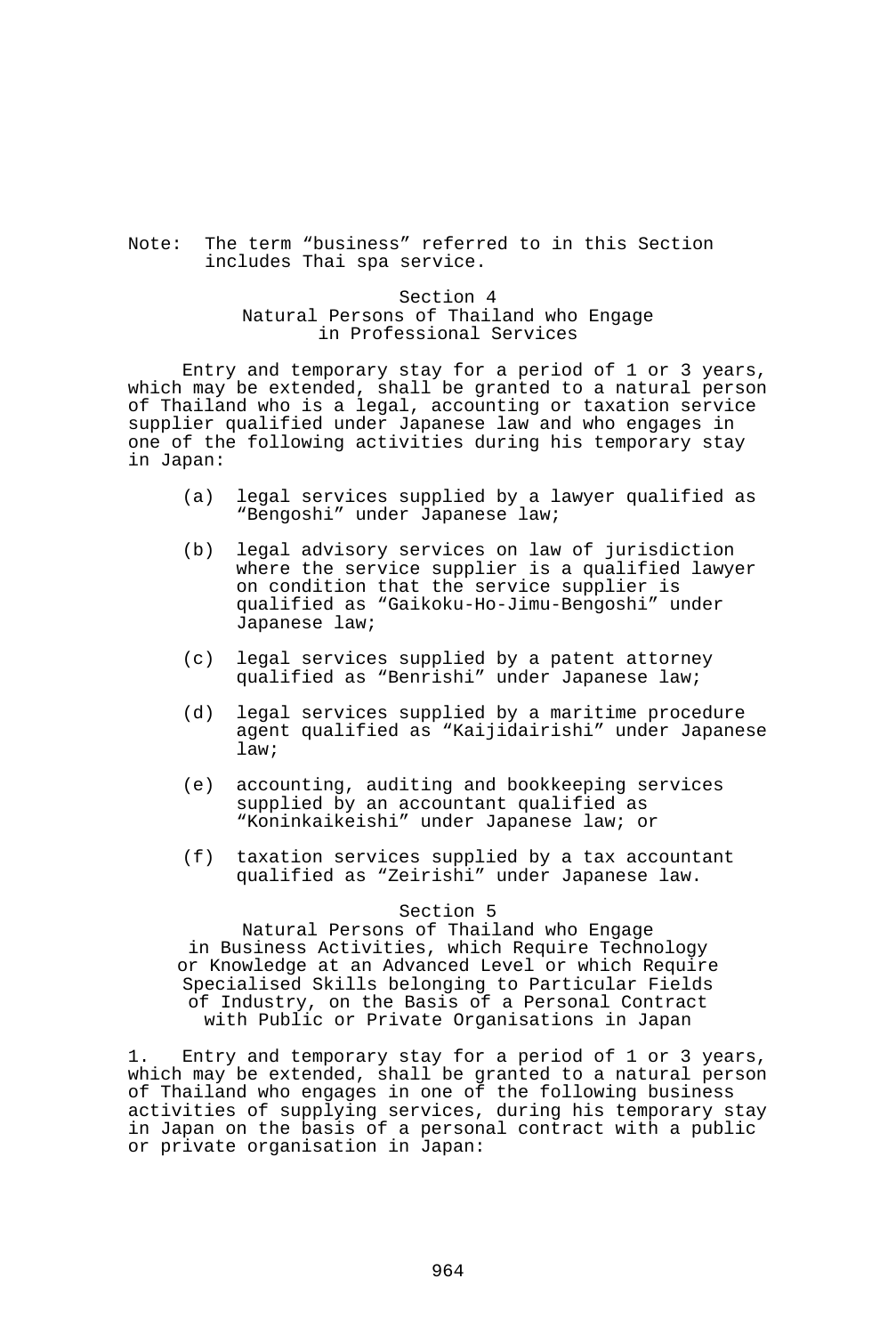Note: The term “business” referred to in this Section includes Thai spa service.

## Section 4
## Natural Persons of Thailand who Engage in Professional Services

Entry and temporary stay for a period of 1 or 3 years, which may be extended, shall be granted to a natural person of Thailand who is a legal, accounting or taxation service supplier qualified under Japanese law and who engages in one of the following activities during his temporary stay in Japan:

(a) legal services supplied by a lawyer qualified as “Bengoshi” under Japanese law;

(b) legal advisory services on law of jurisdiction where the service supplier is a qualified lawyer on condition that the service supplier is qualified as “Gaikoku-Ho-Jimu-Bengoshi” under Japanese law;

(c) legal services supplied by a patent attorney qualified as “Benrishi” under Japanese law;

(d) legal services supplied by a maritime procedure agent qualified as “Kaijidairishi” under Japanese law;

(e) accounting, auditing and bookkeeping services supplied by an accountant qualified as “Koninkaikeishi” under Japanese law; or

(f) taxation services supplied by a tax accountant qualified as “Zeirishi” under Japanese law.

## Section 5
## Natural Persons of Thailand who Engage in Business Activities, which Require Technology or Knowledge at an Advanced Level or which Require Specialised Skills belonging to Particular Fields of Industry, on the Basis of a Personal Contract with Public or Private Organisations in Japan

1. Entry and temporary stay for a period of 1 or 3 years, which may be extended, shall be granted to a natural person of Thailand who engages in one of the following business activities of supplying services, during his temporary stay in Japan on the basis of a personal contract with a public or private organisation in Japan: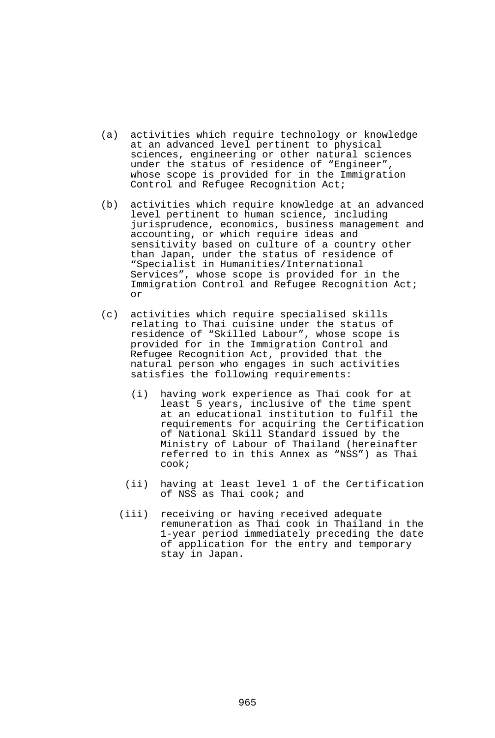(a) activities which require technology or knowledge at an advanced level pertinent to physical sciences, engineering or other natural sciences under the status of residence of “Engineer”, whose scope is provided for in the Immigration Control and Refugee Recognition Act;

(b) activities which require knowledge at an advanced level pertinent to human science, including jurisprudence, economics, business management and accounting, or which require ideas and sensitivity based on culture of a country other than Japan, under the status of residence of “Specialist in Humanities/International Services”, whose scope is provided for in the Immigration Control and Refugee Recognition Act; or

(c) activities which require specialised skills relating to Thai cuisine under the status of residence of “Skilled Labour”, whose scope is provided for in the Immigration Control and Refugee Recognition Act, provided that the natural person who engages in such activities satisfies the following requirements:

   (i) having work experience as Thai cook for at least 5 years, inclusive of the time spent at an educational institution to fulfil the requirements for acquiring the Certification of National Skill Standard issued by the Ministry of Labour of Thailand (hereinafter referred to in this Annex as “NSS”) as Thai cook;

   (ii) having at least level 1 of the Certification of NSS as Thai cook; and

   (iii) receiving or having received adequate remuneration as Thai cook in Thailand in the 1-year period immediately preceding the date of application for the entry and temporary stay in Japan.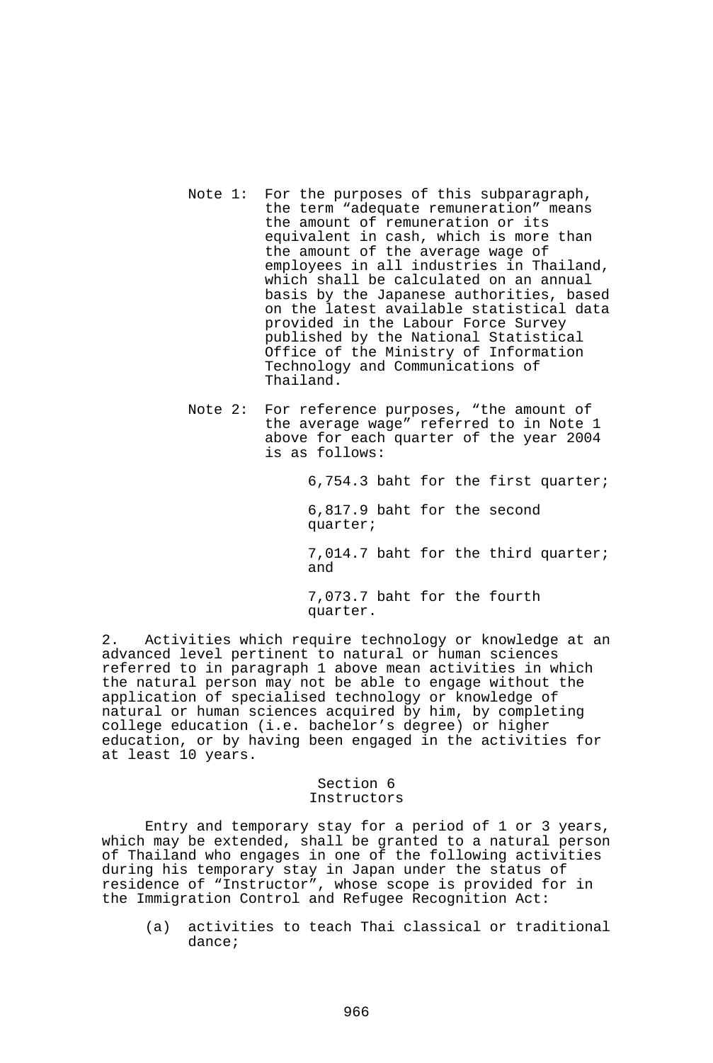Note 1: For the purposes of this subparagraph, the term "adequate remuneration" means the amount of remuneration or its equivalent in cash, which is more than the amount of the average wage of employees in all industries in Thailand, which shall be calculated on an annual basis by the Japanese authorities, based on the latest available statistical data provided in the Labour Force Survey published by the National Statistical Office of the Ministry of Information Technology and Communications of Thailand.

Note 2: For reference purposes, "the amount of the average wage" referred to in Note 1 above for each quarter of the year 2004 is as follows:

6,754.3 baht for the first quarter;

6,817.9 baht for the second quarter;

7,014.7 baht for the third quarter; and

7,073.7 baht for the fourth quarter.

2. Activities which require technology or knowledge at an advanced level pertinent to natural or human sciences referred to in paragraph 1 above mean activities in which the natural person may not be able to engage without the application of specialised technology or knowledge of natural or human sciences acquired by him, by completing college education (i.e. bachelor's degree) or higher education, or by having been engaged in the activities for at least 10 years.

## Section 6
## Instructors

Entry and temporary stay for a period of 1 or 3 years, which may be extended, shall be granted to a natural person of Thailand who engages in one of the following activities during his temporary stay in Japan under the status of residence of "Instructor", whose scope is provided for in the Immigration Control and Refugee Recognition Act:

(a) activities to teach Thai classical or traditional dance;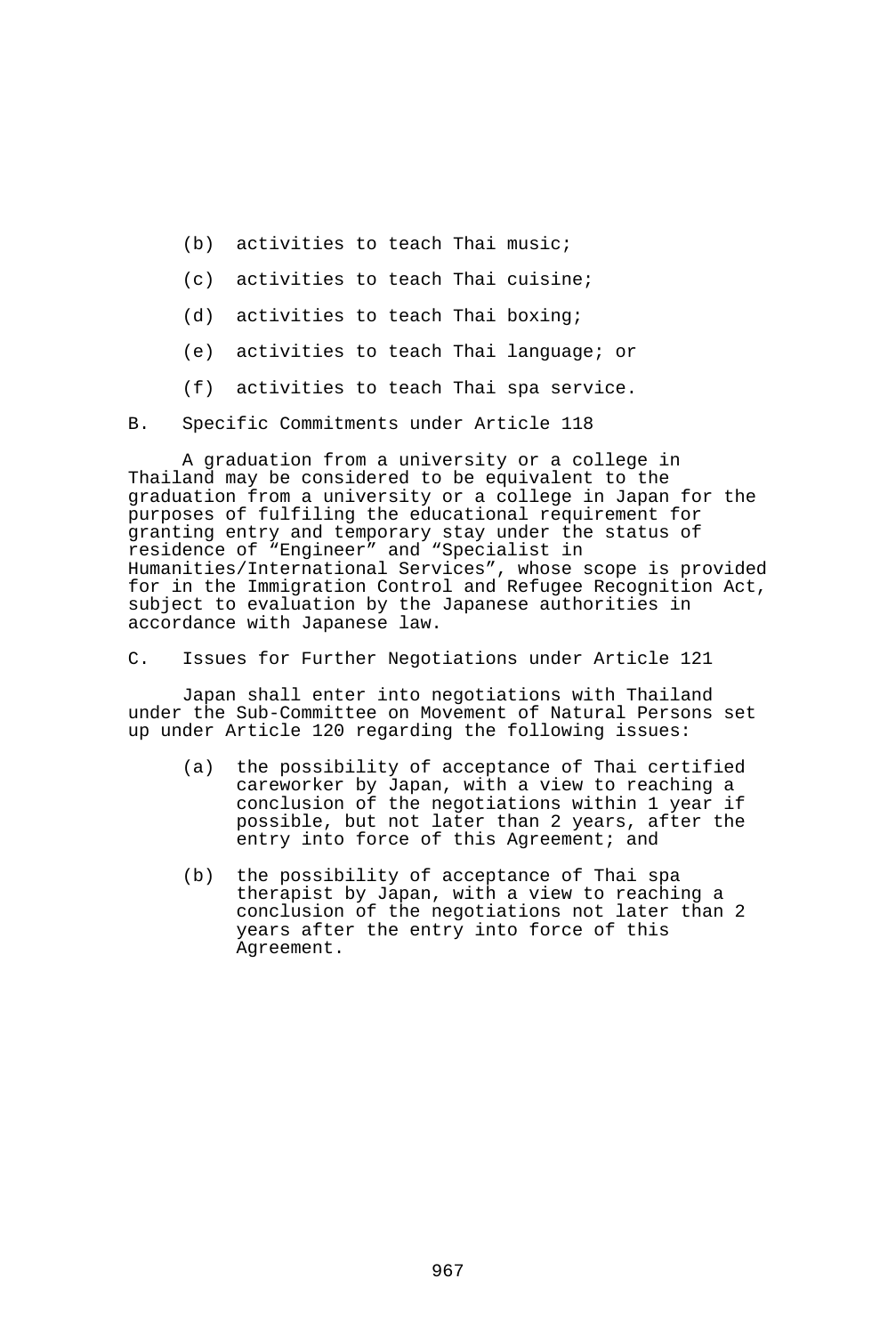(b) activities to teach Thai music;

(c) activities to teach Thai cuisine;

(d) activities to teach Thai boxing;

(e) activities to teach Thai language; or

(f) activities to teach Thai spa service.

B. Specific Commitments under Article 118

A graduation from a university or a college in Thailand may be considered to be equivalent to the graduation from a university or a college in Japan for the purposes of fulfiling the educational requirement for granting entry and temporary stay under the status of residence of “Engineer” and “Specialist in Humanities/International Services”, whose scope is provided for in the Immigration Control and Refugee Recognition Act, subject to evaluation by the Japanese authorities in accordance with Japanese law.

C. Issues for Further Negotiations under Article 121

Japan shall enter into negotiations with Thailand under the Sub-Committee on Movement of Natural Persons set up under Article 120 regarding the following issues:

(a) the possibility of acceptance of Thai certified careworker by Japan, with a view to reaching a conclusion of the negotiations within 1 year if possible, but not later than 2 years, after the entry into force of this Agreement; and

(b) the possibility of acceptance of Thai spa therapist by Japan, with a view to reaching a conclusion of the negotiations not later than 2 years after the entry into force of this Agreement.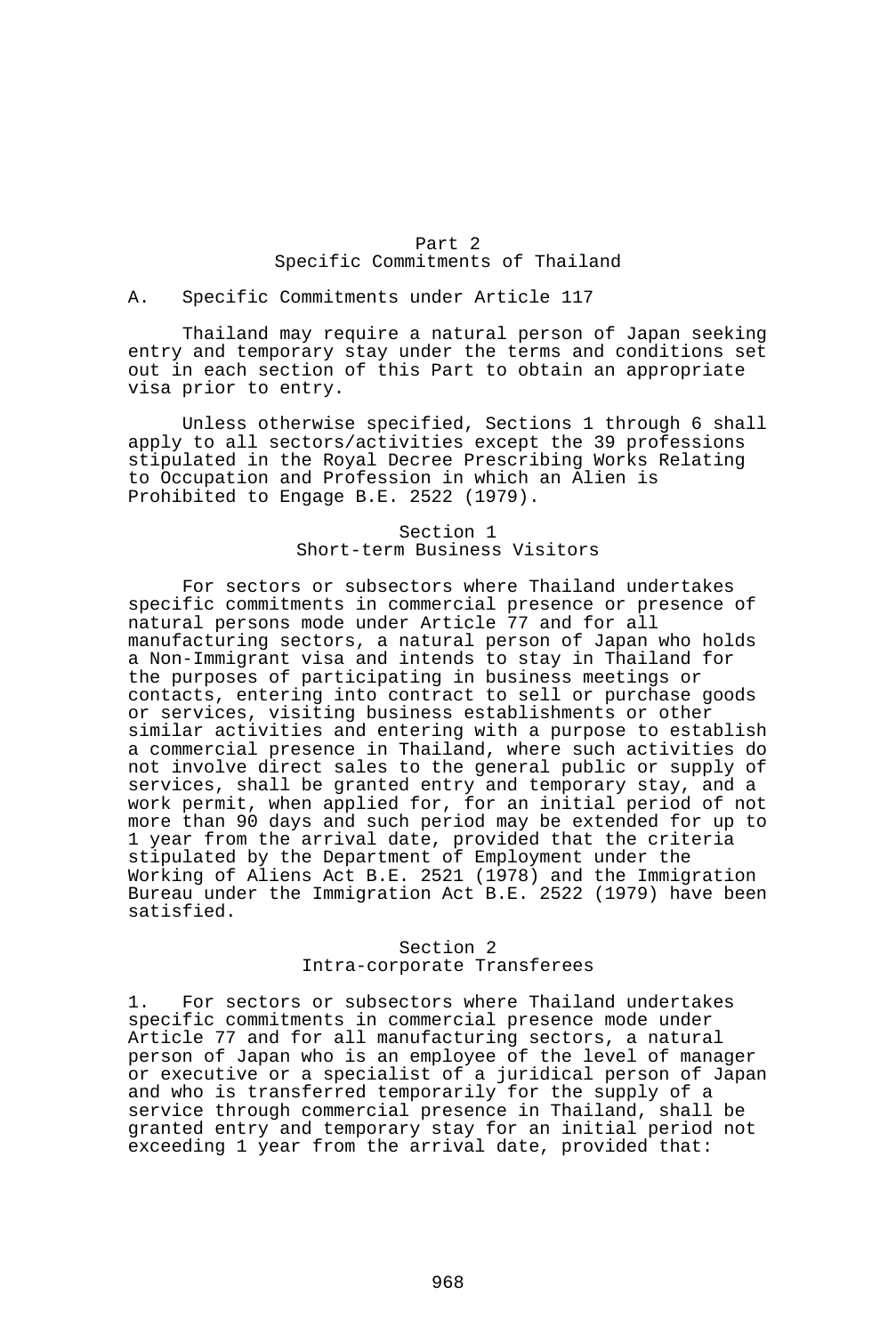# Part 2
## Specific Commitments of Thailand

A. Specific Commitments under Article 117

Thailand may require a natural person of Japan seeking entry and temporary stay under the terms and conditions set out in each section of this Part to obtain an appropriate visa prior to entry.

Unless otherwise specified, Sections 1 through 6 shall apply to all sectors/activities except the 39 professions stipulated in the Royal Decree Prescribing Works Relating to Occupation and Profession in which an Alien is Prohibited to Engage B.E. 2522 (1979).

### Section 1
### Short-term Business Visitors

For sectors or subsectors where Thailand undertakes specific commitments in commercial presence or presence of natural persons mode under Article 77 and for all manufacturing sectors, a natural person of Japan who holds a Non-Immigrant visa and intends to stay in Thailand for the purposes of participating in business meetings or contacts, entering into contract to sell or purchase goods or services, visiting business establishments or other similar activities and entering with a purpose to establish a commercial presence in Thailand, where such activities do not involve direct sales to the general public or supply of services, shall be granted entry and temporary stay, and a work permit, when applied for, for an initial period of not more than 90 days and such period may be extended for up to 1 year from the arrival date, provided that the criteria stipulated by the Department of Employment under the Working of Aliens Act B.E. 2521 (1978) and the Immigration Bureau under the Immigration Act B.E. 2522 (1979) have been satisfied.

### Section 2
### Intra-corporate Transferees

1. For sectors or subsectors where Thailand undertakes specific commitments in commercial presence mode under Article 77 and for all manufacturing sectors, a natural person of Japan who is an employee of the level of manager or executive or a specialist of a juridical person of Japan and who is transferred temporarily for the supply of a service through commercial presence in Thailand, shall be granted entry and temporary stay for an initial period not exceeding 1 year from the arrival date, provided that: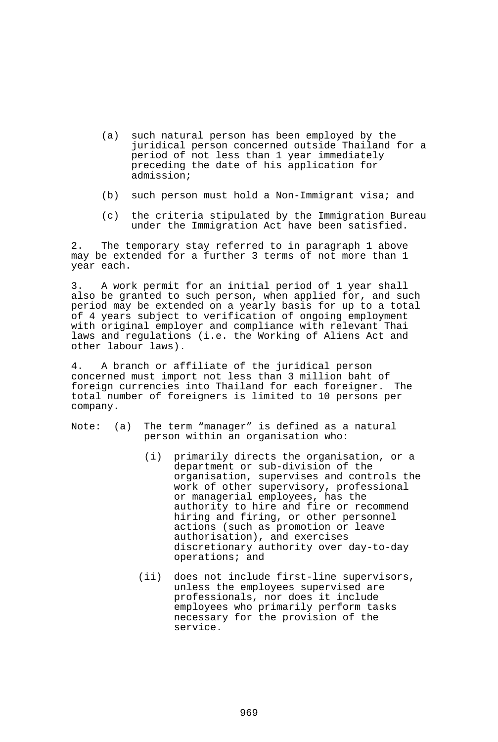(a) such natural person has been employed by the juridical person concerned outside Thailand for a period of not less than 1 year immediately preceding the date of his application for admission;

(b) such person must hold a Non-Immigrant visa; and

(c) the criteria stipulated by the Immigration Bureau under the Immigration Act have been satisfied.

2. The temporary stay referred to in paragraph 1 above may be extended for a further 3 terms of not more than 1 year each.

3. A work permit for an initial period of 1 year shall also be granted to such person, when applied for, and such period may be extended on a yearly basis for up to a total of 4 years subject to verification of ongoing employment with original employer and compliance with relevant Thai laws and regulations (i.e. the Working of Aliens Act and other labour laws).

4. A branch or affiliate of the juridical person concerned must import not less than 3 million baht of foreign currencies into Thailand for each foreigner. The total number of foreigners is limited to 10 persons per company.

Note: (a) The term “manager” is defined as a natural person within an organisation who:

(i) primarily directs the organisation, or a department or sub-division of the organisation, supervises and controls the work of other supervisory, professional or managerial employees, has the authority to hire and fire or recommend hiring and firing, or other personnel actions (such as promotion or leave authorisation), and exercises discretionary authority over day-to-day operations; and

(ii) does not include first-line supervisors, unless the employees supervised are professionals, nor does it include employees who primarily perform tasks necessary for the provision of the service.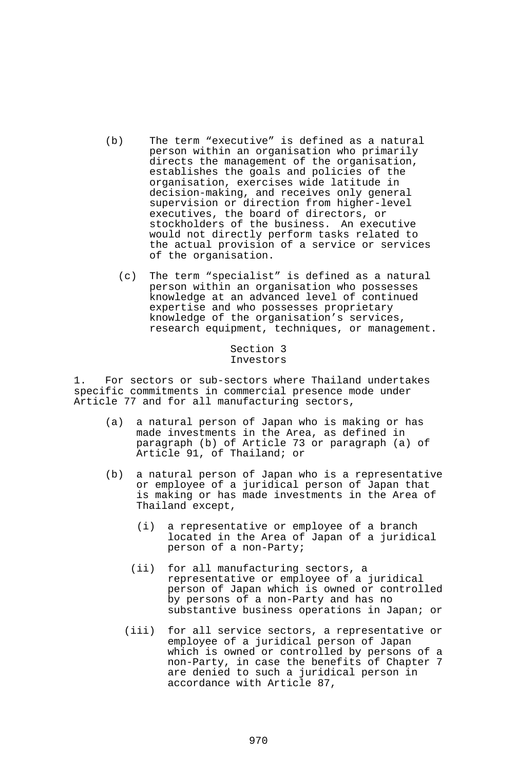(b) The term “executive” is defined as a natural person within an organisation who primarily directs the management of the organisation, establishes the goals and policies of the organisation, exercises wide latitude in decision-making, and receives only general supervision or direction from higher-level executives, the board of directors, or stockholders of the business. An executive would not directly perform tasks related to the actual provision of a service or services of the organisation.

(c) The term “specialist” is defined as a natural person within an organisation who possesses knowledge at an advanced level of continued expertise and who possesses proprietary knowledge of the organisation’s services, research equipment, techniques, or management.

Section 3
Investors

1. For sectors or sub-sectors where Thailand undertakes specific commitments in commercial presence mode under Article 77 and for all manufacturing sectors,

(a) a natural person of Japan who is making or has made investments in the Area, as defined in paragraph (b) of Article 73 or paragraph (a) of Article 91, of Thailand; or

(b) a natural person of Japan who is a representative or employee of a juridical person of Japan that is making or has made investments in the Area of Thailand except,

(i) a representative or employee of a branch located in the Area of Japan of a juridical person of a non-Party;

(ii) for all manufacturing sectors, a representative or employee of a juridical person of Japan which is owned or controlled by persons of a non-Party and has no substantive business operations in Japan; or

(iii) for all service sectors, a representative or employee of a juridical person of Japan which is owned or controlled by persons of a non-Party, in case the benefits of Chapter 7 are denied to such a juridical person in accordance with Article 87,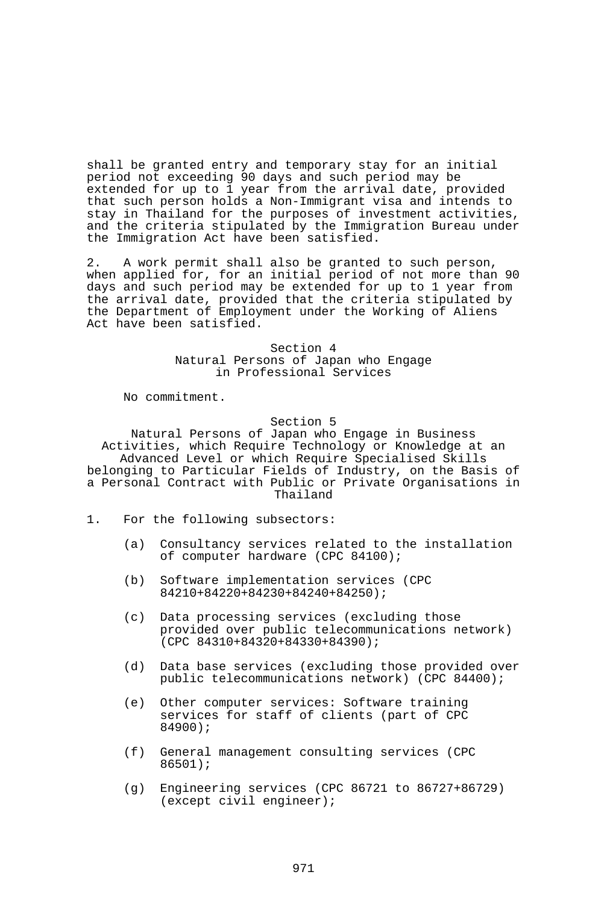shall be granted entry and temporary stay for an initial period not exceeding 90 days and such period may be extended for up to 1 year from the arrival date, provided that such person holds a Non-Immigrant visa and intends to stay in Thailand for the purposes of investment activities, and the criteria stipulated by the Immigration Bureau under the Immigration Act have been satisfied.

2. A work permit shall also be granted to such person, when applied for, for an initial period of not more than 90 days and such period may be extended for up to 1 year from the arrival date, provided that the criteria stipulated by the Department of Employment under the Working of Aliens Act have been satisfied.

## Section 4
## Natural Persons of Japan who Engage in Professional Services

No commitment.

## Section 5
## Natural Persons of Japan who Engage in Business Activities, which Require Technology or Knowledge at an Advanced Level or which Require Specialised Skills belonging to Particular Fields of Industry, on the Basis of a Personal Contract with Public or Private Organisations in Thailand

1. For the following subsectors:

   (a) Consultancy services related to the installation of computer hardware (CPC 84100);

   (b) Software implementation services (CPC 84210+84220+84230+84240+84250);

   (c) Data processing services (excluding those provided over public telecommunications network) (CPC 84310+84320+84330+84390);

   (d) Data base services (excluding those provided over public telecommunications network) (CPC 84400);

   (e) Other computer services: Software training services for staff of clients (part of CPC 84900);

   (f) General management consulting services (CPC 86501);

   (g) Engineering services (CPC 86721 to 86727+86729) (except civil engineer);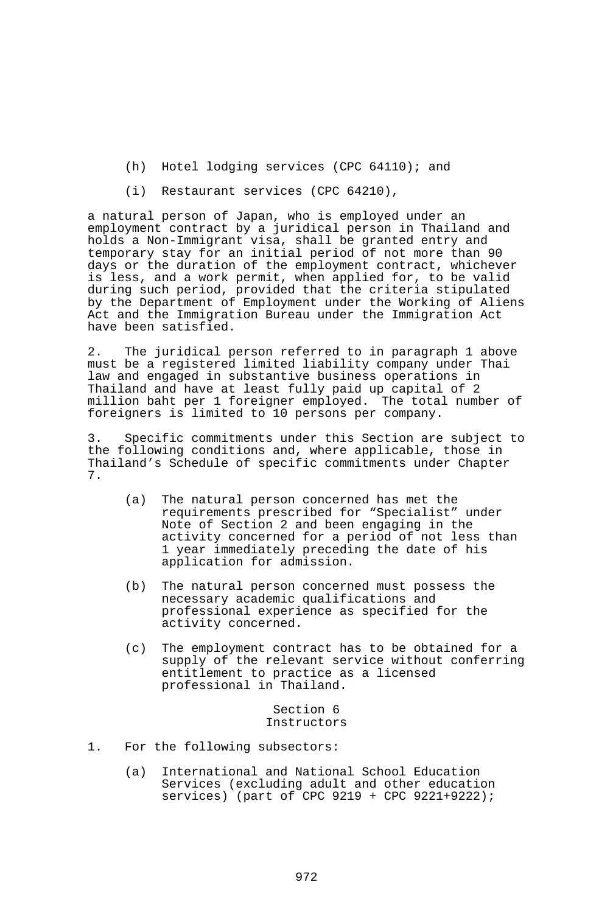(h) Hotel lodging services (CPC 64110); and

(i) Restaurant services (CPC 64210),

a natural person of Japan, who is employed under an employment contract by a juridical person in Thailand and holds a Non-Immigrant visa, shall be granted entry and temporary stay for an initial period of not more than 90 days or the duration of the employment contract, whichever is less, and a work permit, when applied for, to be valid during such period, provided that the criteria stipulated by the Department of Employment under the Working of Aliens Act and the Immigration Bureau under the Immigration Act have been satisfied.

2. The juridical person referred to in paragraph 1 above must be a registered limited liability company under Thai law and engaged in substantive business operations in Thailand and have at least fully paid up capital of 2 million baht per 1 foreigner employed. The total number of foreigners is limited to 10 persons per company.

3. Specific commitments under this Section are subject to the following conditions and, where applicable, those in Thailand's Schedule of specific commitments under Chapter 7.

(a) The natural person concerned has met the requirements prescribed for "Specialist" under Note of Section 2 and been engaging in the activity concerned for a period of not less than 1 year immediately preceding the date of his application for admission.

(b) The natural person concerned must possess the necessary academic qualifications and professional experience as specified for the activity concerned.

(c) The employment contract has to be obtained for a supply of the relevant service without conferring entitlement to practice as a licensed professional in Thailand.

## Section 6
## Instructors

1. For the following subsectors:

(a) International and National School Education Services (excluding adult and other education services) (part of CPC 9219 + CPC 9221+9222);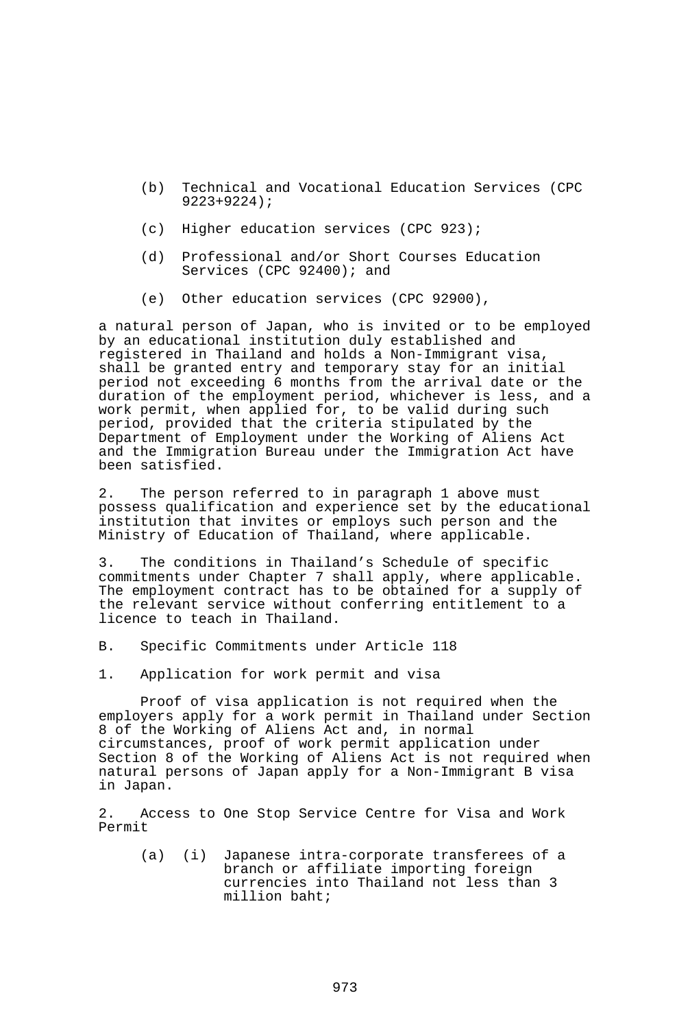(b) Technical and Vocational Education Services (CPC 9223+9224);

(c) Higher education services (CPC 923);

(d) Professional and/or Short Courses Education Services (CPC 92400); and

(e) Other education services (CPC 92900),

a natural person of Japan, who is invited or to be employed by an educational institution duly established and registered in Thailand and holds a Non-Immigrant visa, shall be granted entry and temporary stay for an initial period not exceeding 6 months from the arrival date or the duration of the employment period, whichever is less, and a work permit, when applied for, to be valid during such period, provided that the criteria stipulated by the Department of Employment under the Working of Aliens Act and the Immigration Bureau under the Immigration Act have been satisfied.

2. The person referred to in paragraph 1 above must possess qualification and experience set by the educational institution that invites or employs such person and the Ministry of Education of Thailand, where applicable.

3. The conditions in Thailand's Schedule of specific commitments under Chapter 7 shall apply, where applicable. The employment contract has to be obtained for a supply of the relevant service without conferring entitlement to a licence to teach in Thailand.

B. Specific Commitments under Article 118

1. Application for work permit and visa

Proof of visa application is not required when the employers apply for a work permit in Thailand under Section 8 of the Working of Aliens Act and, in normal circumstances, proof of work permit application under Section 8 of the Working of Aliens Act is not required when natural persons of Japan apply for a Non-Immigrant B visa in Japan.

2. Access to One Stop Service Centre for Visa and Work Permit

(a) (i) Japanese intra-corporate transferees of a branch or affiliate importing foreign currencies into Thailand not less than 3 million baht;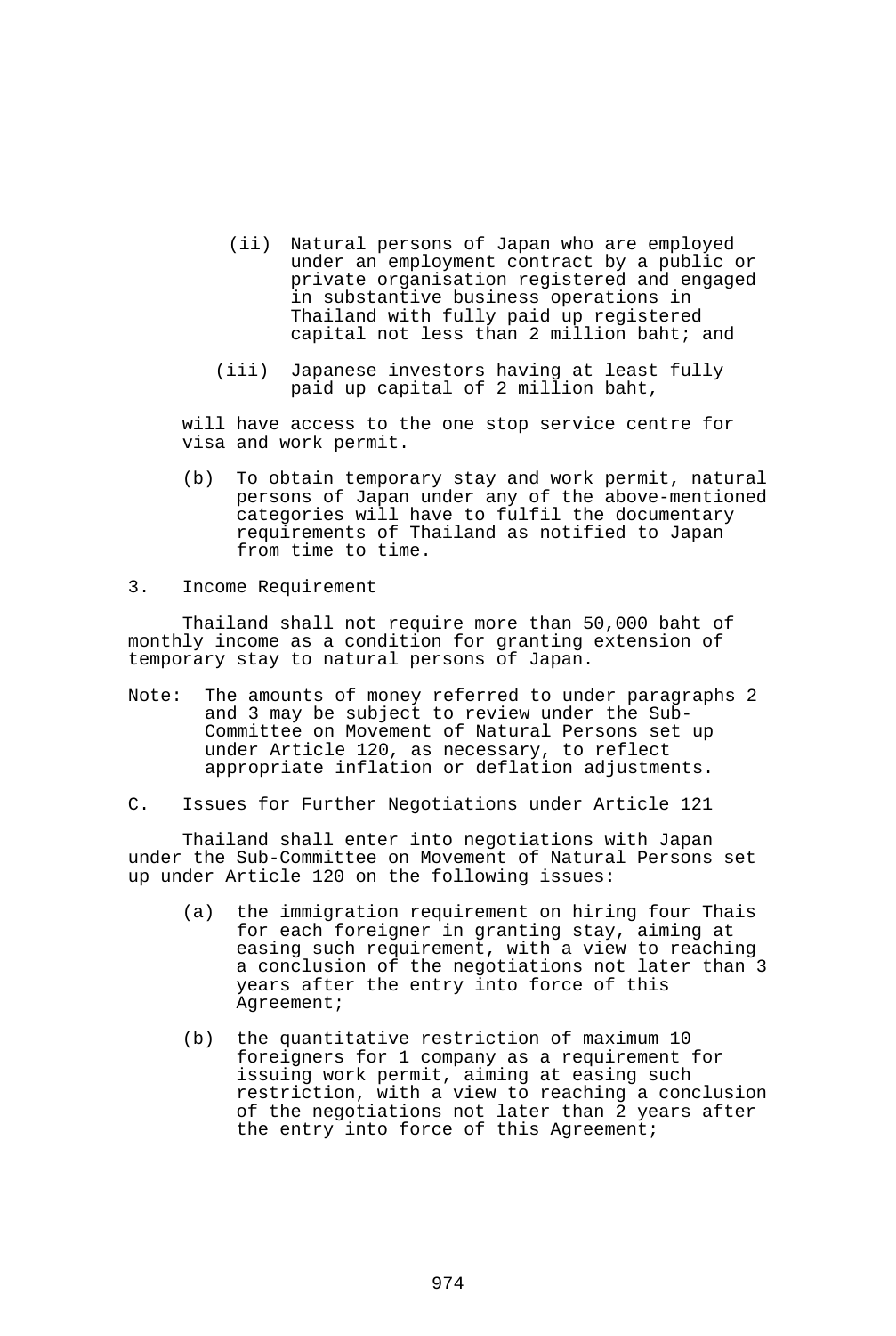(ii) Natural persons of Japan who are employed under an employment contract by a public or private organisation registered and engaged in substantive business operations in Thailand with fully paid up registered capital not less than 2 million baht; and

(iii) Japanese investors having at least fully paid up capital of 2 million baht,

will have access to the one stop service centre for visa and work permit.

(b) To obtain temporary stay and work permit, natural persons of Japan under any of the above-mentioned categories will have to fulfil the documentary requirements of Thailand as notified to Japan from time to time.

3. Income Requirement

Thailand shall not require more than 50,000 baht of monthly income as a condition for granting extension of temporary stay to natural persons of Japan.

Note: The amounts of money referred to under paragraphs 2 and 3 may be subject to review under the Sub-Committee on Movement of Natural Persons set up under Article 120, as necessary, to reflect appropriate inflation or deflation adjustments.

C. Issues for Further Negotiations under Article 121

Thailand shall enter into negotiations with Japan under the Sub-Committee on Movement of Natural Persons set up under Article 120 on the following issues:

(a) the immigration requirement on hiring four Thais for each foreigner in granting stay, aiming at easing such requirement, with a view to reaching a conclusion of the negotiations not later than 3 years after the entry into force of this Agreement;

(b) the quantitative restriction of maximum 10 foreigners for 1 company as a requirement for issuing work permit, aiming at easing such restriction, with a view to reaching a conclusion of the negotiations not later than 2 years after the entry into force of this Agreement;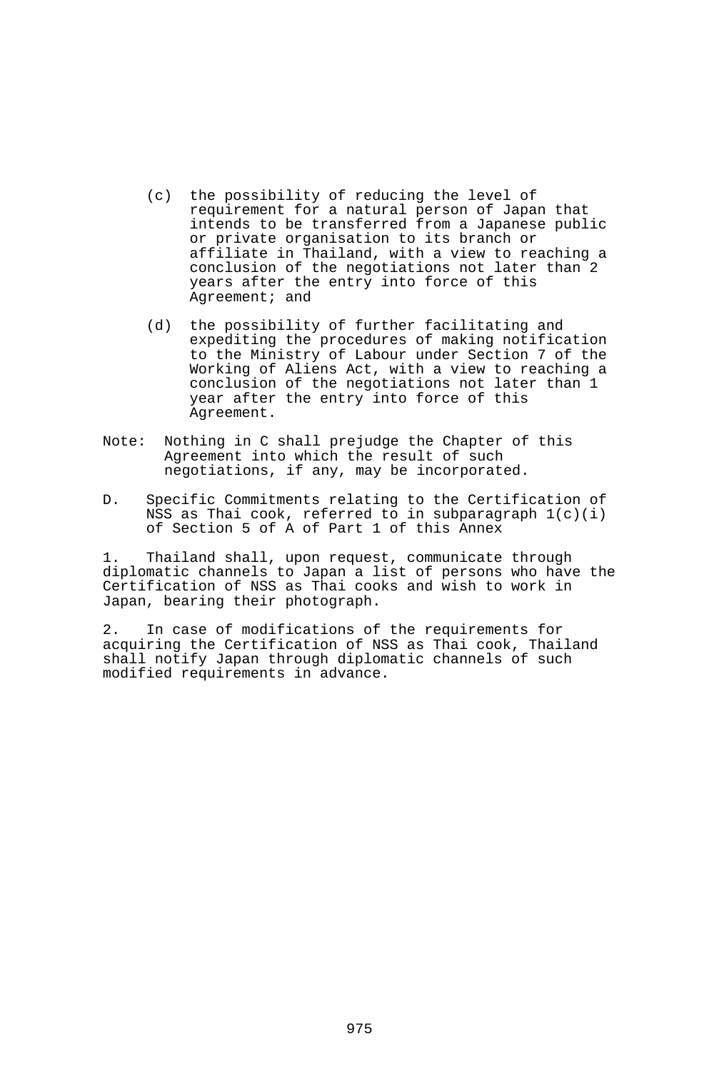(c) the possibility of reducing the level of requirement for a natural person of Japan that intends to be transferred from a Japanese public or private organisation to its branch or affiliate in Thailand, with a view to reaching a conclusion of the negotiations not later than 2 years after the entry into force of this Agreement; and

(d) the possibility of further facilitating and expediting the procedures of making notification to the Ministry of Labour under Section 7 of the Working of Aliens Act, with a view to reaching a conclusion of the negotiations not later than 1 year after the entry into force of this Agreement.

Note: Nothing in C shall prejudge the Chapter of this Agreement into which the result of such negotiations, if any, may be incorporated.

D. Specific Commitments relating to the Certification of NSS as Thai cook, referred to in subparagraph 1(c)(i) of Section 5 of A of Part 1 of this Annex

1. Thailand shall, upon request, communicate through diplomatic channels to Japan a list of persons who have the Certification of NSS as Thai cooks and wish to work in Japan, bearing their photograph.

2. In case of modifications of the requirements for acquiring the Certification of NSS as Thai cook, Thailand shall notify Japan through diplomatic channels of such modified requirements in advance.